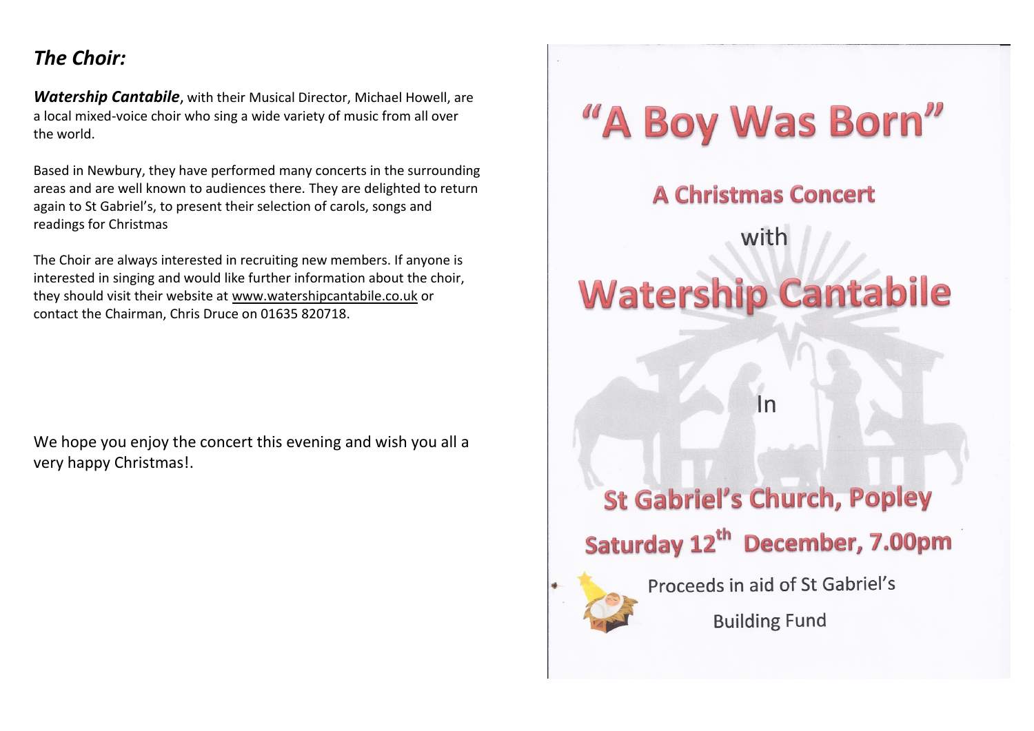## *The Choir:*

***Watership Cantabile***, with their Musical Director, Michael Howell, are a local mixed-voice choir who sing a wide variety of music from all over the world.

Based in Newbury, they have performed many concerts in the surrounding areas and are well known to audiences there. They are delighted to return again to St Gabriel's, to present their selection of carols, songs and readings for Christmas

The Choir are always interested in recruiting new members. If anyone is interested in singing and would like further information about the choir, they should visit their website at www.watershipcantabile.co.uk or contact the Chairman, Chris Druce on 01635 820718.

We hope you enjoy the concert this evening and wish you all a very happy Christmas!.

# "A Boy Was Born"

## A Christmas Concert

with

# Watership Cantabile

In

## St Gabriel's Church, Popley

## Saturday 12th December, 7.00pm

Proceeds in aid of St Gabriel's

Building Fund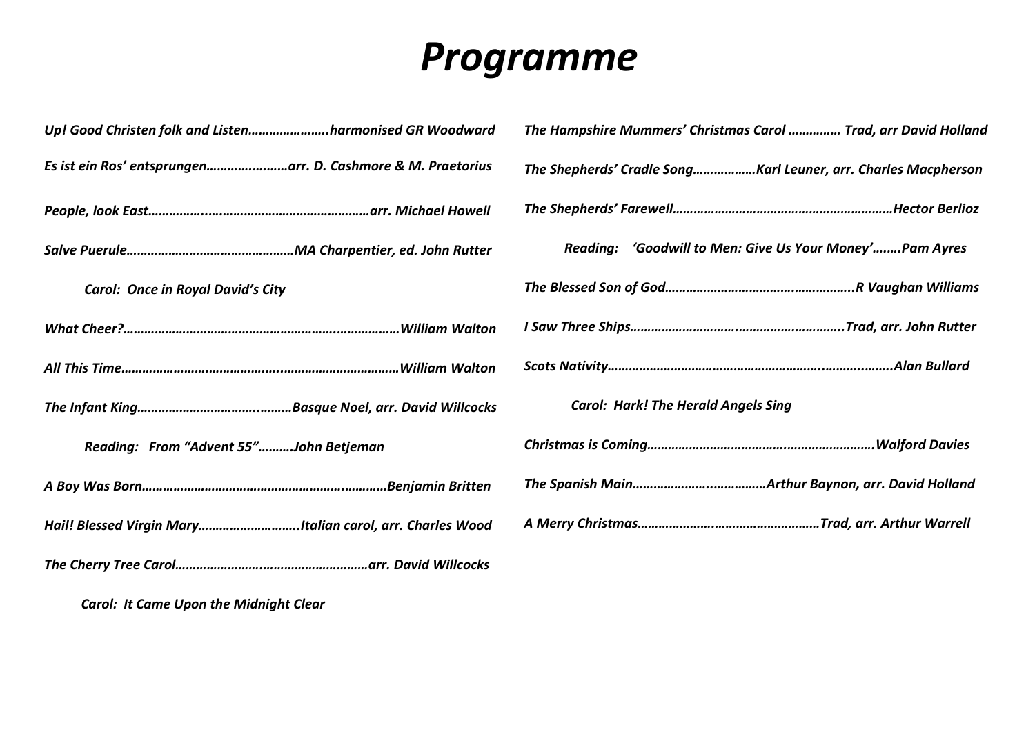# *Programme*

*Up! Good Christen folk and Listen…………………..harmonised GR Woodward*

*Es ist ein Ros' entsprungen………….………arr. D. Cashmore & M. Praetorius*

*People, look East……………..……………………………………arr. Michael Howell*

*Salve Puerule…………………………………………MA Charpentier, ed. John Rutter*

*Carol: Once in Royal David's City*

*What Cheer?…………………………………………………….………………William Walton*

*All This Time…………………………………..……………………………William Walton*

*The Infant King………………………………..………Basque Noel, arr. David Willcocks*

*Reading: From "Advent 55"……….John Betjeman*

*A Boy Was Born……………………………………………….…………Benjamin Britten*

*Hail! Blessed Virgin Mary………………………..Italian carol, arr. Charles Wood*

*The Cherry Tree Carol………………….………………………arr. David Willcocks*

*Carol: It Came Upon the Midnight Clear*

*The Hampshire Mummers' Christmas Carol …………… Trad, arr David Holland*

*The Shepherds' Cradle Song………………Karl Leuner, arr. Charles Macpherson*

*The Shepherds' Farewell……………………………………………………Hector Berlioz*

*Reading: 'Goodwill to Men: Give Us Your Money'……..Pam Ayres*

*The Blessed Son of God……………………………….……………..R Vaughan Williams*

*I Saw Three Ships……………………….……………….……..Trad, arr. John Rutter*

*Scots Nativity…………………………………………………..…….….……..Alan Bullard*

*Carol: Hark! The Herald Angels Sing*

*Christmas is Coming……………………………………………………….Walford Davies*

*The Spanish Main………………….……………Arthur Baynon, arr. David Holland*

*A Merry Christmas……………….…………………………Trad, arr. Arthur Warrell*